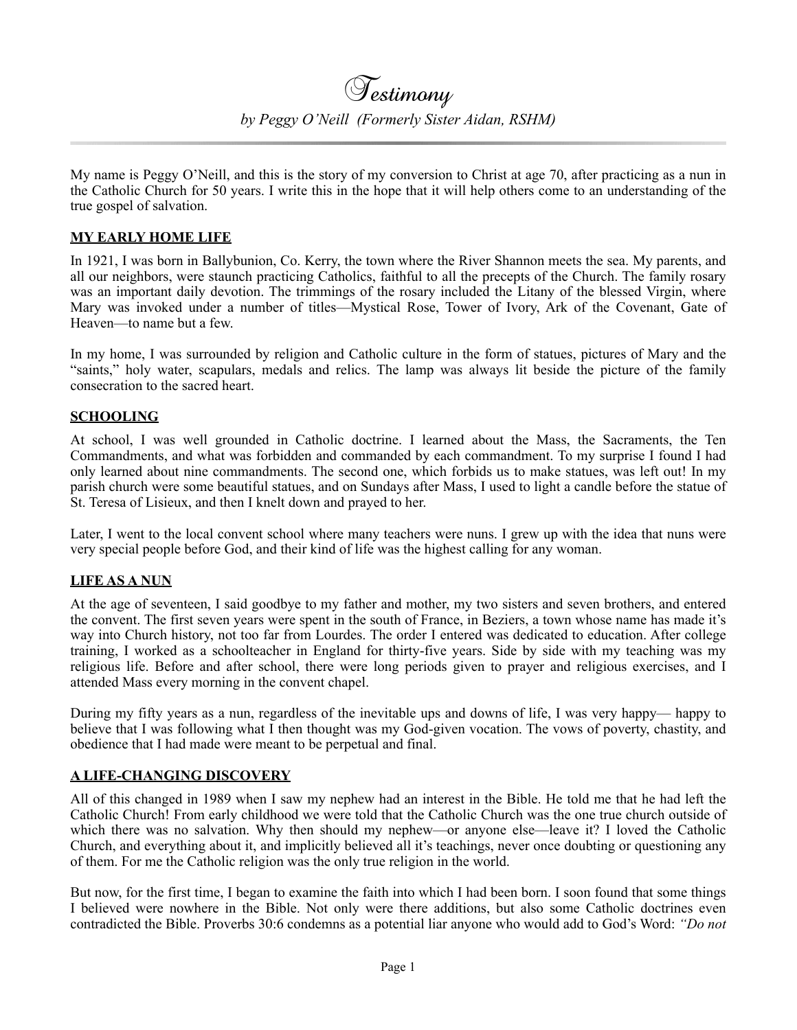# Testimony

*by Peggy O'Neill (Formerly Sister Aidan, RSHM)*

---

My name is Peggy O'Neill, and this is the story of my conversion to Christ at age 70, after practicing as a nun in the Catholic Church for 50 years. I write this in the hope that it will help others come to an understanding of the true gospel of salvation.

## MY EARLY HOME LIFE

In 1921, I was born in Ballybunion, Co. Kerry, the town where the River Shannon meets the sea. My parents, and all our neighbors, were staunch practicing Catholics, faithful to all the precepts of the Church. The family rosary was an important daily devotion. The trimmings of the rosary included the Litany of the blessed Virgin, where Mary was invoked under a number of titles—Mystical Rose, Tower of Ivory, Ark of the Covenant, Gate of Heaven—to name but a few.

In my home, I was surrounded by religion and Catholic culture in the form of statues, pictures of Mary and the "saints," holy water, scapulars, medals and relics. The lamp was always lit beside the picture of the family consecration to the sacred heart.

## SCHOOLING

At school, I was well grounded in Catholic doctrine. I learned about the Mass, the Sacraments, the Ten Commandments, and what was forbidden and commanded by each commandment. To my surprise I found I had only learned about nine commandments. The second one, which forbids us to make statues, was left out! In my parish church were some beautiful statues, and on Sundays after Mass, I used to light a candle before the statue of St. Teresa of Lisieux, and then I knelt down and prayed to her.

Later, I went to the local convent school where many teachers were nuns. I grew up with the idea that nuns were very special people before God, and their kind of life was the highest calling for any woman.

## LIFE AS A NUN

At the age of seventeen, I said goodbye to my father and mother, my two sisters and seven brothers, and entered the convent. The first seven years were spent in the south of France, in Beziers, a town whose name has made it's way into Church history, not too far from Lourdes. The order I entered was dedicated to education. After college training, I worked as a schoolteacher in England for thirty-five years. Side by side with my teaching was my religious life. Before and after school, there were long periods given to prayer and religious exercises, and I attended Mass every morning in the convent chapel.

During my fifty years as a nun, regardless of the inevitable ups and downs of life, I was very happy— happy to believe that I was following what I then thought was my God-given vocation. The vows of poverty, chastity, and obedience that I had made were meant to be perpetual and final.

## A LIFE-CHANGING DISCOVERY

All of this changed in 1989 when I saw my nephew had an interest in the Bible. He told me that he had left the Catholic Church! From early childhood we were told that the Catholic Church was the one true church outside of which there was no salvation. Why then should my nephew—or anyone else—leave it? I loved the Catholic Church, and everything about it, and implicitly believed all it's teachings, never once doubting or questioning any of them. For me the Catholic religion was the only true religion in the world.

But now, for the first time, I began to examine the faith into which I had been born. I soon found that some things I believed were nowhere in the Bible. Not only were there additions, but also some Catholic doctrines even contradicted the Bible. Proverbs 30:6 condemns as a potential liar anyone who would add to God's Word: *"Do not*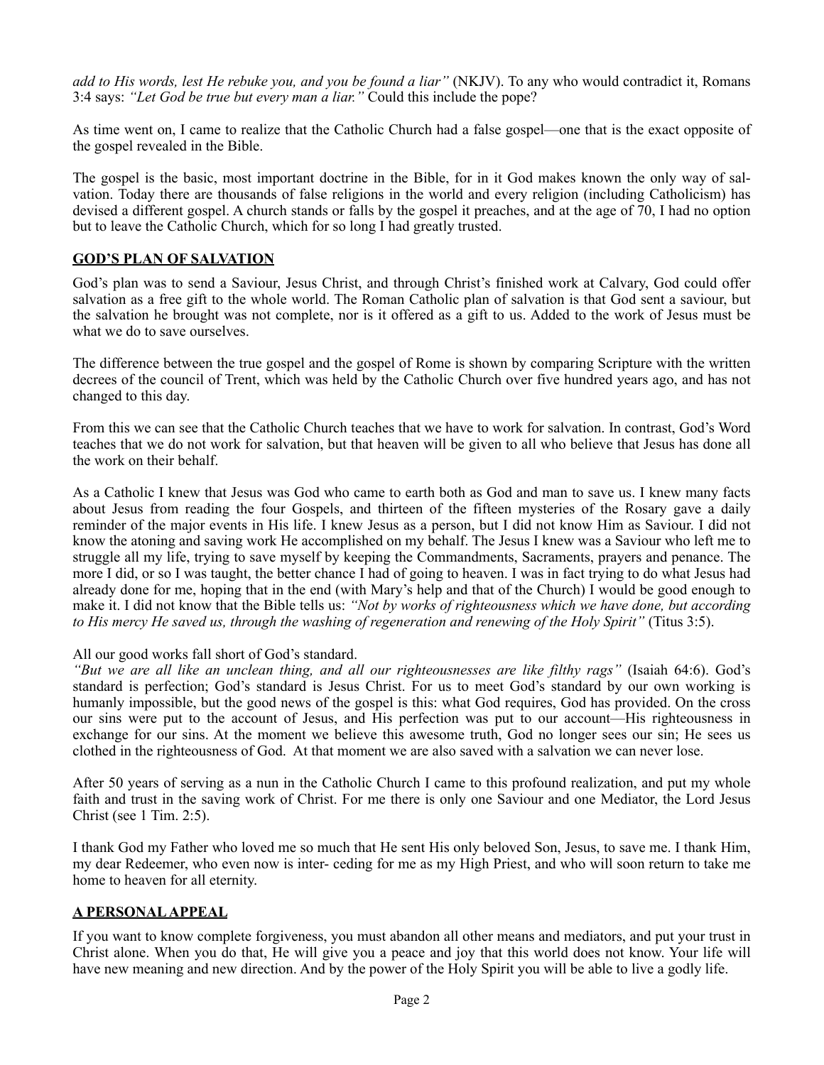*add to His words, lest He rebuke you, and you be found a liar"* (NKJV). To any who would contradict it, Romans 3:4 says: *"Let God be true but every man a liar."* Could this include the pope?

As time went on, I came to realize that the Catholic Church had a false gospel—one that is the exact opposite of the gospel revealed in the Bible.

The gospel is the basic, most important doctrine in the Bible, for in it God makes known the only way of salvation. Today there are thousands of false religions in the world and every religion (including Catholicism) has devised a different gospel. A church stands or falls by the gospel it preaches, and at the age of 70, I had no option but to leave the Catholic Church, which for so long I had greatly trusted.

## GOD'S PLAN OF SALVATION

God's plan was to send a Saviour, Jesus Christ, and through Christ's finished work at Calvary, God could offer salvation as a free gift to the whole world. The Roman Catholic plan of salvation is that God sent a saviour, but the salvation he brought was not complete, nor is it offered as a gift to us. Added to the work of Jesus must be what we do to save ourselves.

The difference between the true gospel and the gospel of Rome is shown by comparing Scripture with the written decrees of the council of Trent, which was held by the Catholic Church over five hundred years ago, and has not changed to this day.

From this we can see that the Catholic Church teaches that we have to work for salvation. In contrast, God's Word teaches that we do not work for salvation, but that heaven will be given to all who believe that Jesus has done all the work on their behalf.

As a Catholic I knew that Jesus was God who came to earth both as God and man to save us. I knew many facts about Jesus from reading the four Gospels, and thirteen of the fifteen mysteries of the Rosary gave a daily reminder of the major events in His life. I knew Jesus as a person, but I did not know Him as Saviour. I did not know the atoning and saving work He accomplished on my behalf. The Jesus I knew was a Saviour who left me to struggle all my life, trying to save myself by keeping the Commandments, Sacraments, prayers and penance. The more I did, or so I was taught, the better chance I had of going to heaven. I was in fact trying to do what Jesus had already done for me, hoping that in the end (with Mary's help and that of the Church) I would be good enough to make it. I did not know that the Bible tells us: *"Not by works of righteousness which we have done, but according to His mercy He saved us, through the washing of regeneration and renewing of the Holy Spirit"* (Titus 3:5).

All our good works fall short of God's standard.
*"But we are all like an unclean thing, and all our righteousnesses are like filthy rags"* (Isaiah 64:6). God's standard is perfection; God's standard is Jesus Christ. For us to meet God's standard by our own working is humanly impossible, but the good news of the gospel is this: what God requires, God has provided. On the cross our sins were put to the account of Jesus, and His perfection was put to our account—His righteousness in exchange for our sins. At the moment we believe this awesome truth, God no longer sees our sin; He sees us clothed in the righteousness of God. At that moment we are also saved with a salvation we can never lose.

After 50 years of serving as a nun in the Catholic Church I came to this profound realization, and put my whole faith and trust in the saving work of Christ. For me there is only one Saviour and one Mediator, the Lord Jesus Christ (see 1 Tim. 2:5).

I thank God my Father who loved me so much that He sent His only beloved Son, Jesus, to save me. I thank Him, my dear Redeemer, who even now is inter- ceding for me as my High Priest, and who will soon return to take me home to heaven for all eternity.

## A PERSONAL APPEAL

If you want to know complete forgiveness, you must abandon all other means and mediators, and put your trust in Christ alone. When you do that, He will give you a peace and joy that this world does not know. Your life will have new meaning and new direction. And by the power of the Holy Spirit you will be able to live a godly life.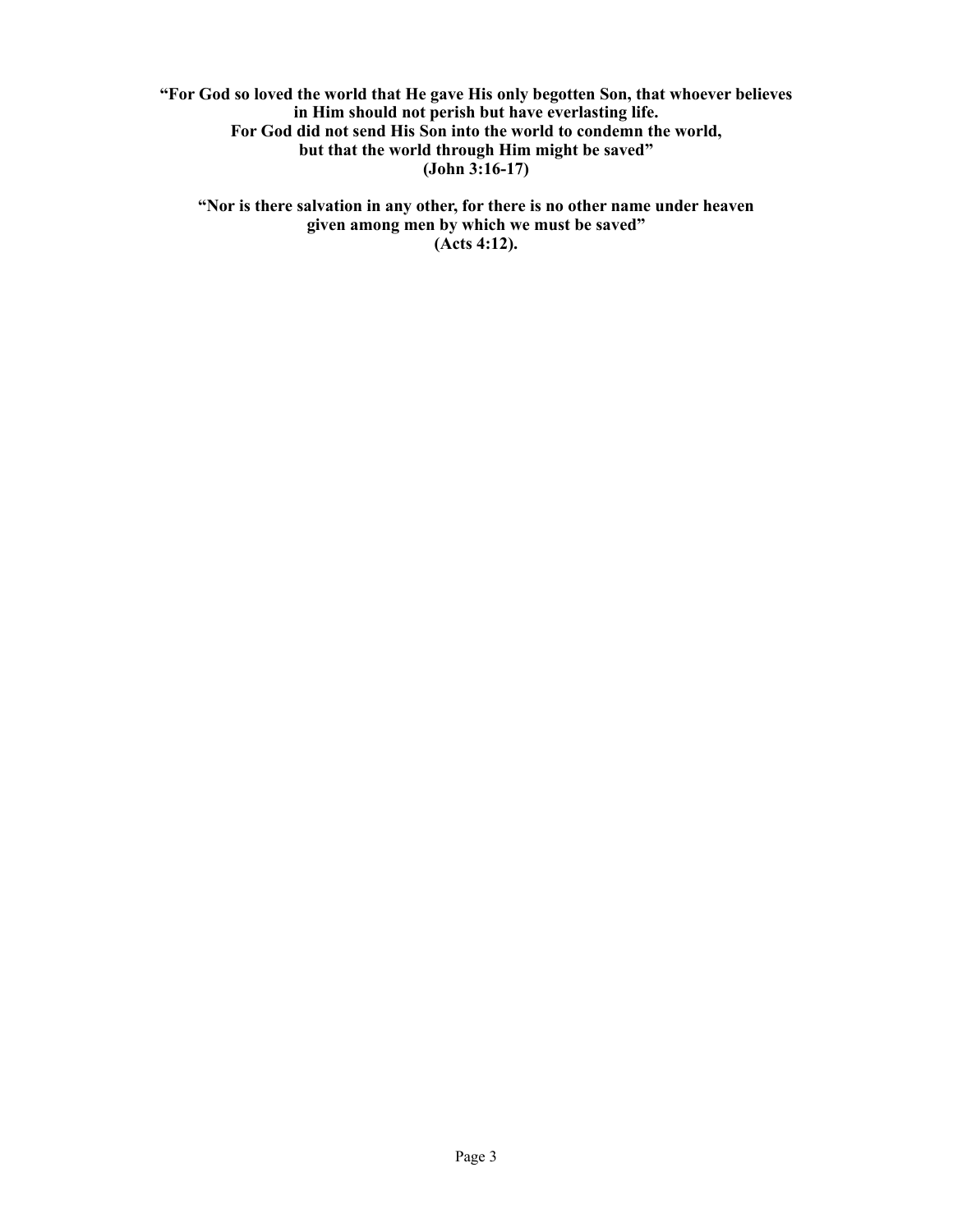**"For God so loved the world that He gave His only begotten Son, that whoever believes in Him should not perish but have everlasting life.**
**For God did not send His Son into the world to condemn the world,**
**but that the world through Him might be saved"**
**(John 3:16-17)**

**"Nor is there salvation in any other, for there is no other name under heaven given among men by which we must be saved"**
**(Acts 4:12).**